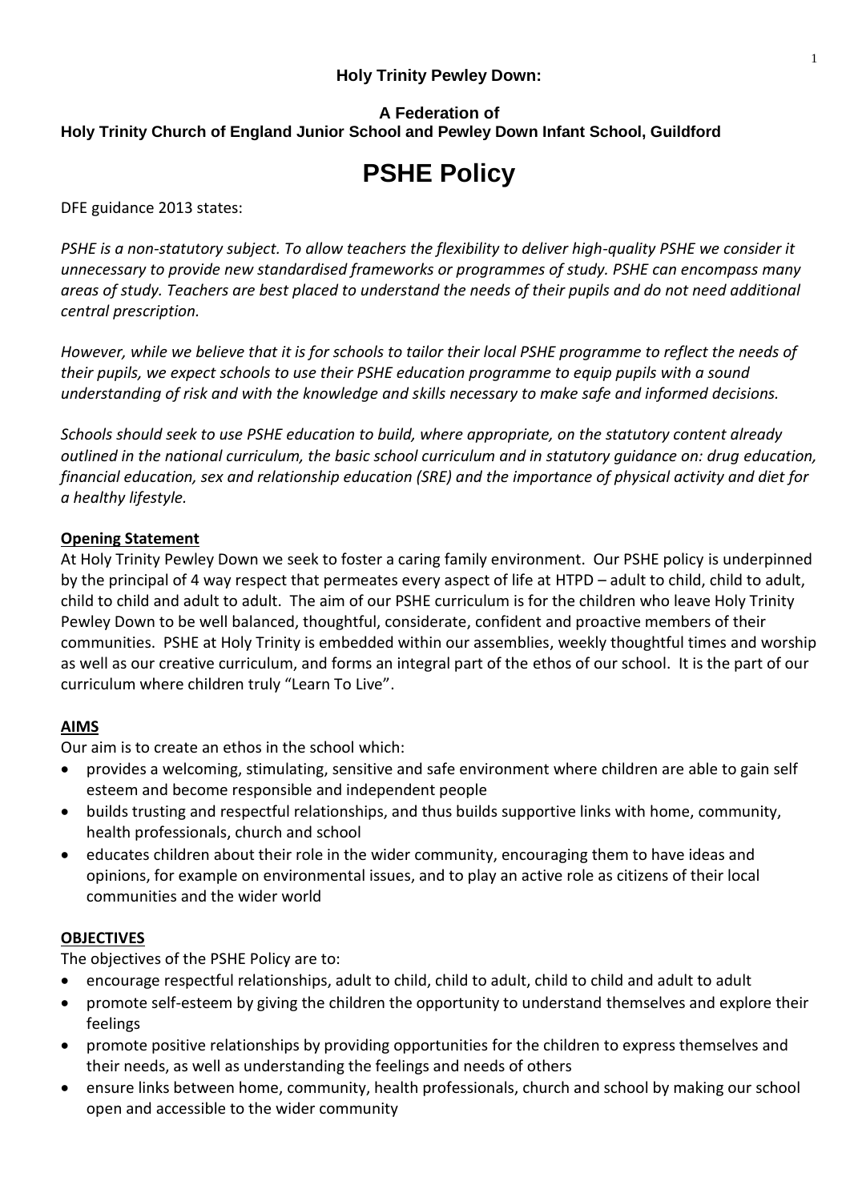**Holy Trinity Pewley Down:**

**A Federation of**
**Holy Trinity Church of England Junior School and Pewley Down Infant School, Guildford**

# PSHE Policy

DFE guidance 2013 states:

*PSHE is a non-statutory subject. To allow teachers the flexibility to deliver high-quality PSHE we consider it unnecessary to provide new standardised frameworks or programmes of study. PSHE can encompass many areas of study. Teachers are best placed to understand the needs of their pupils and do not need additional central prescription.*

*However, while we believe that it is for schools to tailor their local PSHE programme to reflect the needs of their pupils, we expect schools to use their PSHE education programme to equip pupils with a sound understanding of risk and with the knowledge and skills necessary to make safe and informed decisions.*

*Schools should seek to use PSHE education to build, where appropriate, on the statutory content already outlined in the national curriculum, the basic school curriculum and in statutory guidance on: drug education, financial education, sex and relationship education (SRE) and the importance of physical activity and diet for a healthy lifestyle.*

**Opening Statement**

At Holy Trinity Pewley Down we seek to foster a caring family environment. Our PSHE policy is underpinned by the principal of 4 way respect that permeates every aspect of life at HTPD – adult to child, child to adult, child to child and adult to adult. The aim of our PSHE curriculum is for the children who leave Holy Trinity Pewley Down to be well balanced, thoughtful, considerate, confident and proactive members of their communities. PSHE at Holy Trinity is embedded within our assemblies, weekly thoughtful times and worship as well as our creative curriculum, and forms an integral part of the ethos of our school. It is the part of our curriculum where children truly "Learn To Live".

**AIMS**

Our aim is to create an ethos in the school which:

- provides a welcoming, stimulating, sensitive and safe environment where children are able to gain self esteem and become responsible and independent people
- builds trusting and respectful relationships, and thus builds supportive links with home, community, health professionals, church and school
- educates children about their role in the wider community, encouraging them to have ideas and opinions, for example on environmental issues, and to play an active role as citizens of their local communities and the wider world

**OBJECTIVES**

The objectives of the PSHE Policy are to:

- encourage respectful relationships, adult to child, child to adult, child to child and adult to adult
- promote self-esteem by giving the children the opportunity to understand themselves and explore their feelings
- promote positive relationships by providing opportunities for the children to express themselves and their needs, as well as understanding the feelings and needs of others
- ensure links between home, community, health professionals, church and school by making our school open and accessible to the wider community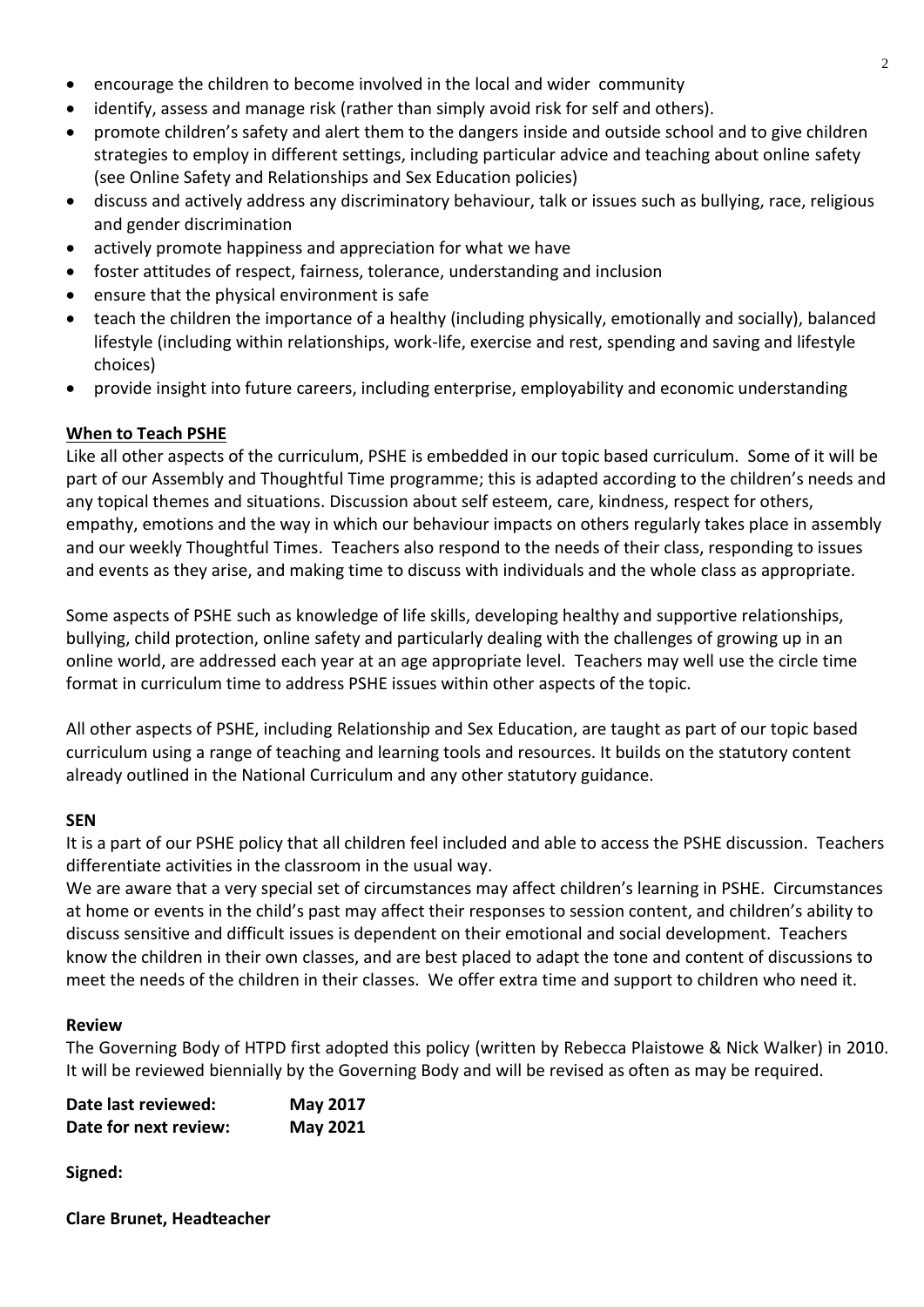- encourage the children to become involved in the local and wider community
- identify, assess and manage risk (rather than simply avoid risk for self and others).
- promote children's safety and alert them to the dangers inside and outside school and to give children strategies to employ in different settings, including particular advice and teaching about online safety (see Online Safety and Relationships and Sex Education policies)
- discuss and actively address any discriminatory behaviour, talk or issues such as bullying, race, religious and gender discrimination
- actively promote happiness and appreciation for what we have
- foster attitudes of respect, fairness, tolerance, understanding and inclusion
- ensure that the physical environment is safe
- teach the children the importance of a healthy (including physically, emotionally and socially), balanced lifestyle (including within relationships, work-life, exercise and rest, spending and saving and lifestyle choices)
- provide insight into future careers, including enterprise, employability and economic understanding

## When to Teach PSHE

Like all other aspects of the curriculum, PSHE is embedded in our topic based curriculum. Some of it will be part of our Assembly and Thoughtful Time programme; this is adapted according to the children's needs and any topical themes and situations. Discussion about self esteem, care, kindness, respect for others, empathy, emotions and the way in which our behaviour impacts on others regularly takes place in assembly and our weekly Thoughtful Times. Teachers also respond to the needs of their class, responding to issues and events as they arise, and making time to discuss with individuals and the whole class as appropriate.

Some aspects of PSHE such as knowledge of life skills, developing healthy and supportive relationships, bullying, child protection, online safety and particularly dealing with the challenges of growing up in an online world, are addressed each year at an age appropriate level. Teachers may well use the circle time format in curriculum time to address PSHE issues within other aspects of the topic.

All other aspects of PSHE, including Relationship and Sex Education, are taught as part of our topic based curriculum using a range of teaching and learning tools and resources. It builds on the statutory content already outlined in the National Curriculum and any other statutory guidance.

## SEN

It is a part of our PSHE policy that all children feel included and able to access the PSHE discussion. Teachers differentiate activities in the classroom in the usual way.

We are aware that a very special set of circumstances may affect children's learning in PSHE. Circumstances at home or events in the child's past may affect their responses to session content, and children's ability to discuss sensitive and difficult issues is dependent on their emotional and social development. Teachers know the children in their own classes, and are best placed to adapt the tone and content of discussions to meet the needs of the children in their classes. We offer extra time and support to children who need it.

## Review

The Governing Body of HTPD first adopted this policy (written by Rebecca Plaistowe & Nick Walker) in 2010. It will be reviewed biennially by the Governing Body and will be revised as often as may be required.

**Date last reviewed:** **May 2017**
**Date for next review:** **May 2021**

**Signed:**

**Clare Brunet, Headteacher**